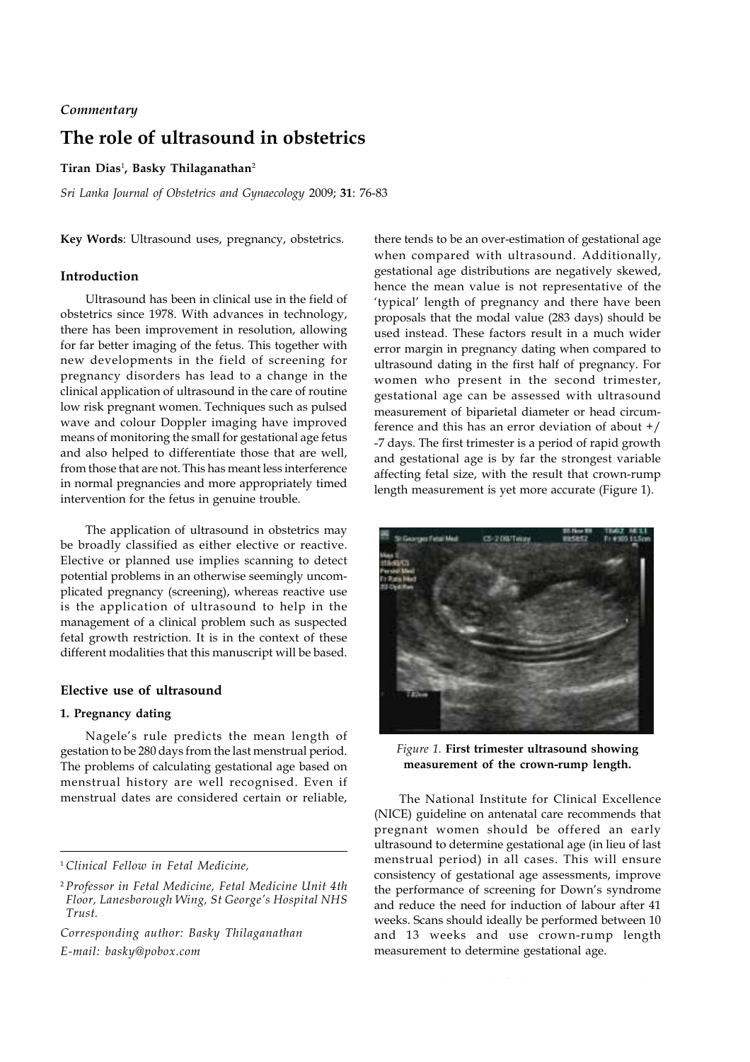*Commentary*

# The role of ultrasound in obstetrics

**Tiran Dias**[1], **Basky Thilaganathan**[2]

*Sri Lanka Journal of Obstetrics and Gynaecology* 2009; **31**: 76-83

**Key Words**: Ultrasound uses, pregnancy, obstetrics.

## Introduction

Ultrasound has been in clinical use in the field of obstetrics since 1978. With advances in technology, there has been improvement in resolution, allowing for far better imaging of the fetus. This together with new developments in the field of screening for pregnancy disorders has lead to a change in the clinical application of ultrasound in the care of routine low risk pregnant women. Techniques such as pulsed wave and colour Doppler imaging have improved means of monitoring the small for gestational age fetus and also helped to differentiate those that are well, from those that are not. This has meant less interference in normal pregnancies and more appropriately timed intervention for the fetus in genuine trouble.

The application of ultrasound in obstetrics may be broadly classified as either elective or reactive. Elective or planned use implies scanning to detect potential problems in an otherwise seemingly uncomplicated pregnancy (screening), whereas reactive use is the application of ultrasound to help in the management of a clinical problem such as suspected fetal growth restriction. It is in the context of these different modalities that this manuscript will be based.

## Elective use of ultrasound

### 1. Pregnancy dating

Nagele's rule predicts the mean length of gestation to be 280 days from the last menstrual period. The problems of calculating gestational age based on menstrual history are well recognised. Even if menstrual dates are considered certain or reliable, there tends to be an over-estimation of gestational age when compared with ultrasound. Additionally, gestational age distributions are negatively skewed, hence the mean value is not representative of the 'typical' length of pregnancy and there have been proposals that the modal value (283 days) should be used instead. These factors result in a much wider error margin in pregnancy dating when compared to ultrasound dating in the first half of pregnancy. For women who present in the second trimester, gestational age can be assessed with ultrasound measurement of biparietal diameter or head circumference and this has an error deviation of about +/-7 days. The first trimester is a period of rapid growth and gestational age is by far the strongest variable affecting fetal size, with the result that crown-rump length measurement is yet more accurate (Figure 1).

*Figure 1.* **First trimester ultrasound showing measurement of the crown-rump length.**

The National Institute for Clinical Excellence (NICE) guideline on antenatal care recommends that pregnant women should be offered an early ultrasound to determine gestational age (in lieu of last menstrual period) in all cases. This will ensure consistency of gestational age assessments, improve the performance of screening for Down's syndrome and reduce the need for induction of labour after 41 weeks. Scans should ideally be performed between 10 and 13 weeks and use crown-rump length measurement to determine gestational age.

---

[1] *Clinical Fellow in Fetal Medicine,*

[2] *Professor in Fetal Medicine, Fetal Medicine Unit 4th Floor, Lanesborough Wing, St George's Hospital NHS Trust.*

*Corresponding author: Basky Thilaganathan*
*E-mail: basky@pobox.com*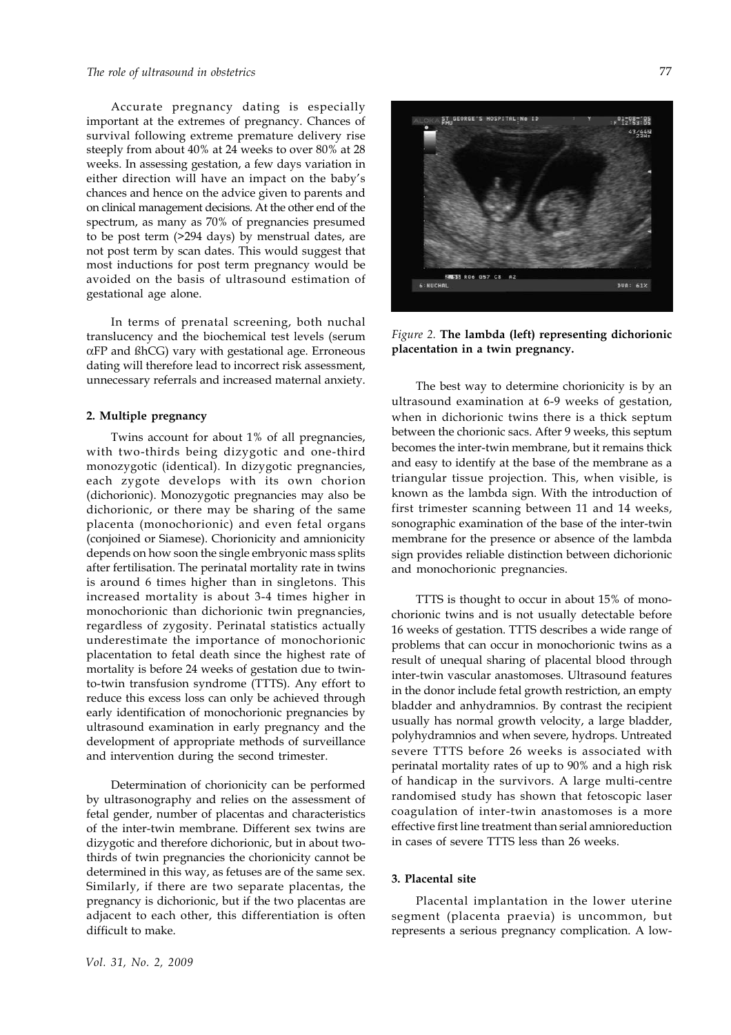Accurate pregnancy dating is especially important at the extremes of pregnancy. Chances of survival following extreme premature delivery rise steeply from about 40% at 24 weeks to over 80% at 28 weeks. In assessing gestation, a few days variation in either direction will have an impact on the baby's chances and hence on the advice given to parents and on clinical management decisions. At the other end of the spectrum, as many as 70% of pregnancies presumed to be post term (>294 days) by menstrual dates, are not post term by scan dates. This would suggest that most inductions for post term pregnancy would be avoided on the basis of ultrasound estimation of gestational age alone.

In terms of prenatal screening, both nuchal translucency and the biochemical test levels (serum αFP and ßhCG) vary with gestational age. Erroneous dating will therefore lead to incorrect risk assessment, unnecessary referrals and increased maternal anxiety.

## 2. Multiple pregnancy

Twins account for about 1% of all pregnancies, with two-thirds being dizygotic and one-third monozygotic (identical). In dizygotic pregnancies, each zygote develops with its own chorion (dichorionic). Monozygotic pregnancies may also be dichorionic, or there may be sharing of the same placenta (monochorionic) and even fetal organs (conjoined or Siamese). Chorionicity and amnionicity depends on how soon the single embryonic mass splits after fertilisation. The perinatal mortality rate in twins is around 6 times higher than in singletons. This increased mortality is about 3-4 times higher in monochorionic than dichorionic twin pregnancies, regardless of zygosity. Perinatal statistics actually underestimate the importance of monochorionic placentation to fetal death since the highest rate of mortality is before 24 weeks of gestation due to twin-to-twin transfusion syndrome (TTTS). Any effort to reduce this excess loss can only be achieved through early identification of monochorionic pregnancies by ultrasound examination in early pregnancy and the development of appropriate methods of surveillance and intervention during the second trimester.

Determination of chorionicity can be performed by ultrasonography and relies on the assessment of fetal gender, number of placentas and characteristics of the inter-twin membrane. Different sex twins are dizygotic and therefore dichorionic, but in about two-thirds of twin pregnancies the chorionicity cannot be determined in this way, as fetuses are of the same sex. Similarly, if there are two separate placentas, the pregnancy is dichorionic, but if the two placentas are adjacent to each other, this differentiation is often difficult to make.

*Figure 2.* **The lambda (left) representing dichorionic placentation in a twin pregnancy.**

The best way to determine chorionicity is by an ultrasound examination at 6-9 weeks of gestation, when in dichorionic twins there is a thick septum between the chorionic sacs. After 9 weeks, this septum becomes the inter-twin membrane, but it remains thick and easy to identify at the base of the membrane as a triangular tissue projection. This, when visible, is known as the lambda sign. With the introduction of first trimester scanning between 11 and 14 weeks, sonographic examination of the base of the inter-twin membrane for the presence or absence of the lambda sign provides reliable distinction between dichorionic and monochorionic pregnancies.

TTTS is thought to occur in about 15% of monochorionic twins and is not usually detectable before 16 weeks of gestation. TTTS describes a wide range of problems that can occur in monochorionic twins as a result of unequal sharing of placental blood through inter-twin vascular anastomoses. Ultrasound features in the donor include fetal growth restriction, an empty bladder and anhydramnios. By contrast the recipient usually has normal growth velocity, a large bladder, polyhydramnios and when severe, hydrops. Untreated severe TTTS before 26 weeks is associated with perinatal mortality rates of up to 90% and a high risk of handicap in the survivors. A large multi-centre randomised study has shown that fetoscopic laser coagulation of inter-twin anastomoses is a more effective first line treatment than serial amnioreduction in cases of severe TTTS less than 26 weeks.

## 3. Placental site

Placental implantation in the lower uterine segment (placenta praevia) is uncommon, but represents a serious pregnancy complication. A low-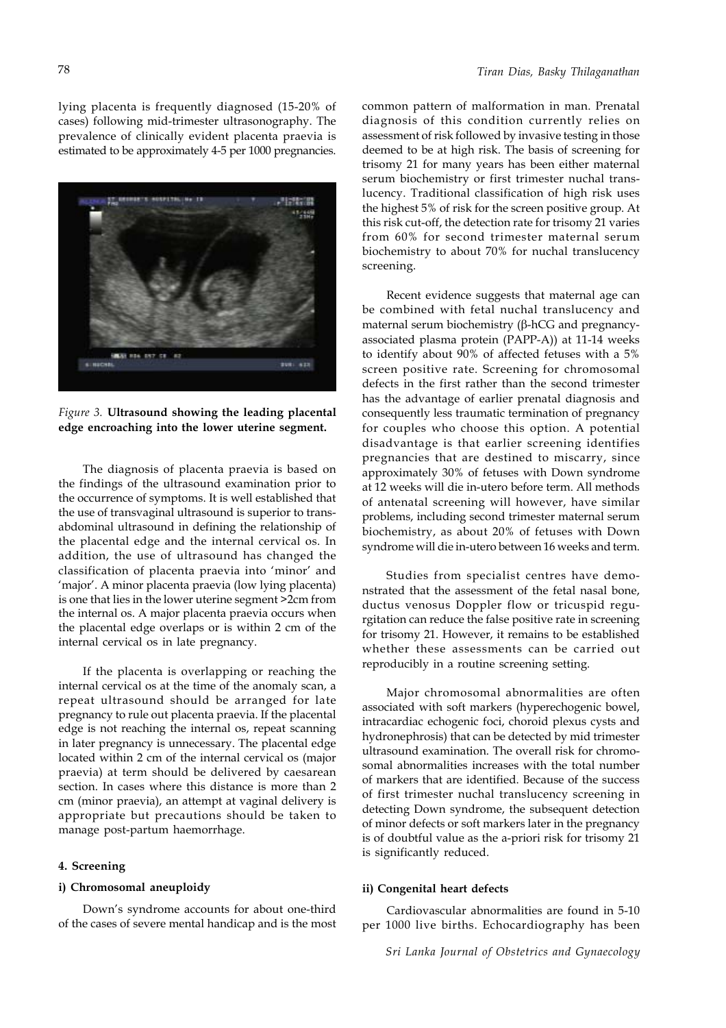lying placenta is frequently diagnosed (15-20% of cases) following mid-trimester ultrasonography. The prevalence of clinically evident placenta praevia is estimated to be approximately 4-5 per 1000 pregnancies.

*Figure 3.* **Ultrasound showing the leading placental edge encroaching into the lower uterine segment.**

The diagnosis of placenta praevia is based on the findings of the ultrasound examination prior to the occurrence of symptoms. It is well established that the use of transvaginal ultrasound is superior to transabdominal ultrasound in defining the relationship of the placental edge and the internal cervical os. In addition, the use of ultrasound has changed the classification of placenta praevia into 'minor' and 'major'. A minor placenta praevia (low lying placenta) is one that lies in the lower uterine segment >2cm from the internal os. A major placenta praevia occurs when the placental edge overlaps or is within 2 cm of the internal cervical os in late pregnancy.

If the placenta is overlapping or reaching the internal cervical os at the time of the anomaly scan, a repeat ultrasound should be arranged for late pregnancy to rule out placenta praevia. If the placental edge is not reaching the internal os, repeat scanning in later pregnancy is unnecessary. The placental edge located within 2 cm of the internal cervical os (major praevia) at term should be delivered by caesarean section. In cases where this distance is more than 2 cm (minor praevia), an attempt at vaginal delivery is appropriate but precautions should be taken to manage post-partum haemorrhage.

## 4. Screening

### i) Chromosomal aneuploidy

Down's syndrome accounts for about one-third of the cases of severe mental handicap and is the most common pattern of malformation in man. Prenatal diagnosis of this condition currently relies on assessment of risk followed by invasive testing in those deemed to be at high risk. The basis of screening for trisomy 21 for many years has been either maternal serum biochemistry or first trimester nuchal translucency. Traditional classification of high risk uses the highest 5% of risk for the screen positive group. At this risk cut-off, the detection rate for trisomy 21 varies from 60% for second trimester maternal serum biochemistry to about 70% for nuchal translucency screening.

Recent evidence suggests that maternal age can be combined with fetal nuchal translucency and maternal serum biochemistry (β-hCG and pregnancy-associated plasma protein (PAPP-A)) at 11-14 weeks to identify about 90% of affected fetuses with a 5% screen positive rate. Screening for chromosomal defects in the first rather than the second trimester has the advantage of earlier prenatal diagnosis and consequently less traumatic termination of pregnancy for couples who choose this option. A potential disadvantage is that earlier screening identifies pregnancies that are destined to miscarry, since approximately 30% of fetuses with Down syndrome at 12 weeks will die in-utero before term. All methods of antenatal screening will however, have similar problems, including second trimester maternal serum biochemistry, as about 20% of fetuses with Down syndrome will die in-utero between 16 weeks and term.

Studies from specialist centres have demonstrated that the assessment of the fetal nasal bone, ductus venosus Doppler flow or tricuspid regurgitation can reduce the false positive rate in screening for trisomy 21. However, it remains to be established whether these assessments can be carried out reproducibly in a routine screening setting.

Major chromosomal abnormalities are often associated with soft markers (hyperechogenic bowel, intracardiac echogenic foci, choroid plexus cysts and hydronephrosis) that can be detected by mid trimester ultrasound examination. The overall risk for chromosomal abnormalities increases with the total number of markers that are identified. Because of the success of first trimester nuchal translucency screening in detecting Down syndrome, the subsequent detection of minor defects or soft markers later in the pregnancy is of doubtful value as the a-priori risk for trisomy 21 is significantly reduced.

### ii) Congenital heart defects

Cardiovascular abnormalities are found in 5-10 per 1000 live births. Echocardiography has been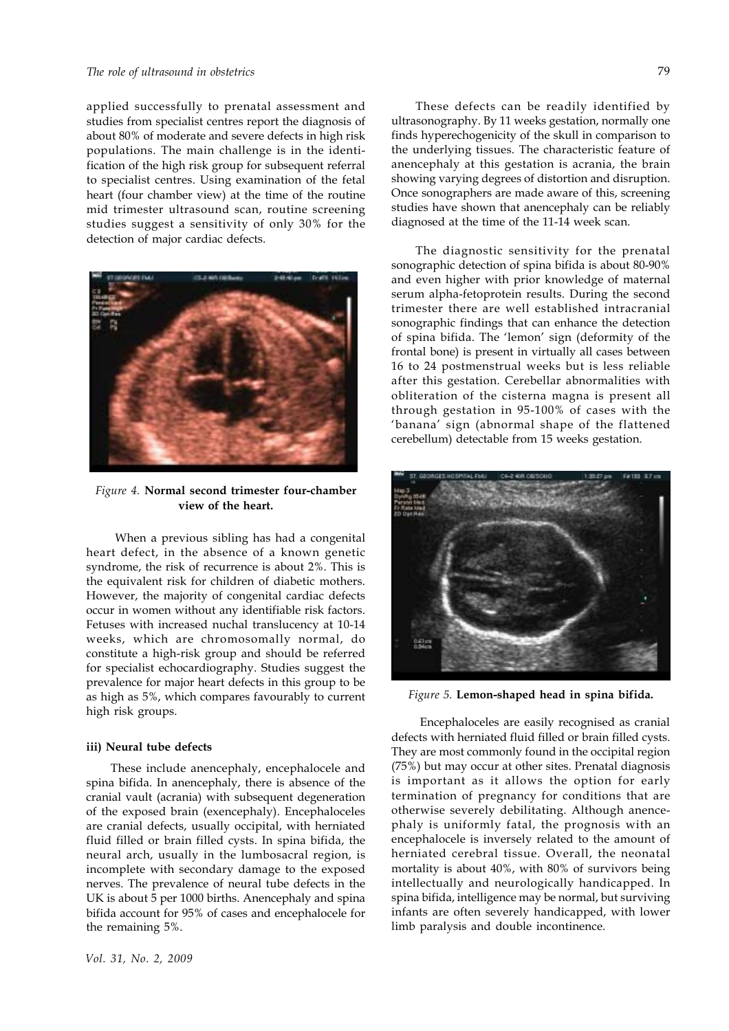applied successfully to prenatal assessment and studies from specialist centres report the diagnosis of about 80% of moderate and severe defects in high risk populations. The main challenge is in the identification of the high risk group for subsequent referral to specialist centres. Using examination of the fetal heart (four chamber view) at the time of the routine mid trimester ultrasound scan, routine screening studies suggest a sensitivity of only 30% for the detection of major cardiac defects.

*Figure 4.* **Normal second trimester four-chamber view of the heart.**

When a previous sibling has had a congenital heart defect, in the absence of a known genetic syndrome, the risk of recurrence is about 2%. This is the equivalent risk for children of diabetic mothers. However, the majority of congenital cardiac defects occur in women without any identifiable risk factors. Fetuses with increased nuchal translucency at 10-14 weeks, which are chromosomally normal, do constitute a high-risk group and should be referred for specialist echocardiography. Studies suggest the prevalence for major heart defects in this group to be as high as 5%, which compares favourably to current high risk groups.

### iii) Neural tube defects

These include anencephaly, encephalocele and spina bifida. In anencephaly, there is absence of the cranial vault (acrania) with subsequent degeneration of the exposed brain (exencephaly). Encephaloceles are cranial defects, usually occipital, with herniated fluid filled or brain filled cysts. In spina bifida, the neural arch, usually in the lumbosacral region, is incomplete with secondary damage to the exposed nerves. The prevalence of neural tube defects in the UK is about 5 per 1000 births. Anencephaly and spina bifida account for 95% of cases and encephalocele for the remaining 5%.

These defects can be readily identified by ultrasonography. By 11 weeks gestation, normally one finds hyperechogenicity of the skull in comparison to the underlying tissues. The characteristic feature of anencephaly at this gestation is acrania, the brain showing varying degrees of distortion and disruption. Once sonographers are made aware of this, screening studies have shown that anencephaly can be reliably diagnosed at the time of the 11-14 week scan.

The diagnostic sensitivity for the prenatal sonographic detection of spina bifida is about 80-90% and even higher with prior knowledge of maternal serum alpha-fetoprotein results. During the second trimester there are well established intracranial sonographic findings that can enhance the detection of spina bifida. The 'lemon' sign (deformity of the frontal bone) is present in virtually all cases between 16 to 24 postmenstrual weeks but is less reliable after this gestation. Cerebellar abnormalities with obliteration of the cisterna magna is present all through gestation in 95-100% of cases with the 'banana' sign (abnormal shape of the flattened cerebellum) detectable from 15 weeks gestation.

*Figure 5.* **Lemon-shaped head in spina bifida.**

Encephaloceles are easily recognised as cranial defects with herniated fluid filled or brain filled cysts. They are most commonly found in the occipital region (75%) but may occur at other sites. Prenatal diagnosis is important as it allows the option for early termination of pregnancy for conditions that are otherwise severely debilitating. Although anencephaly is uniformly fatal, the prognosis with an encephalocele is inversely related to the amount of herniated cerebral tissue. Overall, the neonatal mortality is about 40%, with 80% of survivors being intellectually and neurologically handicapped. In spina bifida, intelligence may be normal, but surviving infants are often severely handicapped, with lower limb paralysis and double incontinence.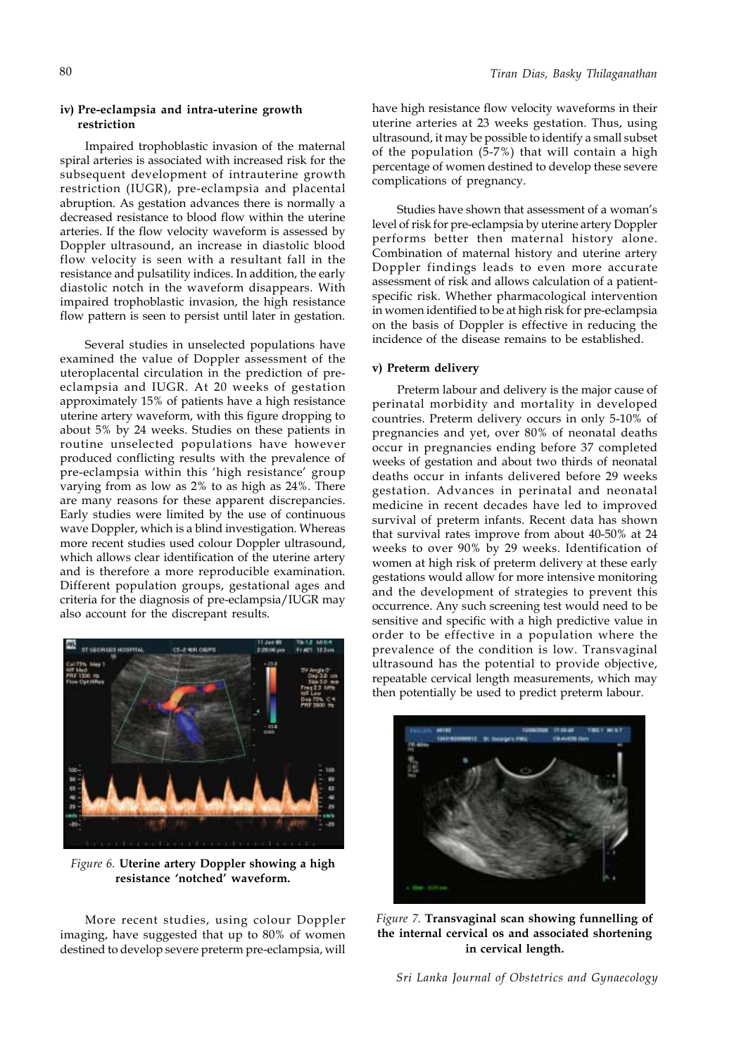### iv) Pre-eclampsia and intra-uterine growth restriction

Impaired trophoblastic invasion of the maternal spiral arteries is associated with increased risk for the subsequent development of intrauterine growth restriction (IUGR), pre-eclampsia and placental abruption. As gestation advances there is normally a decreased resistance to blood flow within the uterine arteries. If the flow velocity waveform is assessed by Doppler ultrasound, an increase in diastolic blood flow velocity is seen with a resultant fall in the resistance and pulsatility indices. In addition, the early diastolic notch in the waveform disappears. With impaired trophoblastic invasion, the high resistance flow pattern is seen to persist until later in gestation.

Several studies in unselected populations have examined the value of Doppler assessment of the uteroplacental circulation in the prediction of pre-eclampsia and IUGR. At 20 weeks of gestation approximately 15% of patients have a high resistance uterine artery waveform, with this figure dropping to about 5% by 24 weeks. Studies on these patients in routine unselected populations have however produced conflicting results with the prevalence of pre-eclampsia within this 'high resistance' group varying from as low as 2% to as high as 24%. There are many reasons for these apparent discrepancies. Early studies were limited by the use of continuous wave Doppler, which is a blind investigation. Whereas more recent studies used colour Doppler ultrasound, which allows clear identification of the uterine artery and is therefore a more reproducible examination. Different population groups, gestational ages and criteria for the diagnosis of pre-eclampsia/IUGR may also account for the discrepant results.

*Figure 6.* **Uterine artery Doppler showing a high resistance 'notched' waveform.**

More recent studies, using colour Doppler imaging, have suggested that up to 80% of women destined to develop severe preterm pre-eclampsia, will have high resistance flow velocity waveforms in their uterine arteries at 23 weeks gestation. Thus, using ultrasound, it may be possible to identify a small subset of the population (5-7%) that will contain a high percentage of women destined to develop these severe complications of pregnancy.

Studies have shown that assessment of a woman's level of risk for pre-eclampsia by uterine artery Doppler performs better then maternal history alone. Combination of maternal history and uterine artery Doppler findings leads to even more accurate assessment of risk and allows calculation of a patient-specific risk. Whether pharmacological intervention in women identified to be at high risk for pre-eclampsia on the basis of Doppler is effective in reducing the incidence of the disease remains to be established.

### v) Preterm delivery

Preterm labour and delivery is the major cause of perinatal morbidity and mortality in developed countries. Preterm delivery occurs in only 5-10% of pregnancies and yet, over 80% of neonatal deaths occur in pregnancies ending before 37 completed weeks of gestation and about two thirds of neonatal deaths occur in infants delivered before 29 weeks gestation. Advances in perinatal and neonatal medicine in recent decades have led to improved survival of preterm infants. Recent data has shown that survival rates improve from about 40-50% at 24 weeks to over 90% by 29 weeks. Identification of women at high risk of preterm delivery at these early gestations would allow for more intensive monitoring and the development of strategies to prevent this occurrence. Any such screening test would need to be sensitive and specific with a high predictive value in order to be effective in a population where the prevalence of the condition is low. Transvaginal ultrasound has the potential to provide objective, repeatable cervical length measurements, which may then potentially be used to predict preterm labour.

*Figure 7.* **Transvaginal scan showing funnelling of the internal cervical os and associated shortening in cervical length.**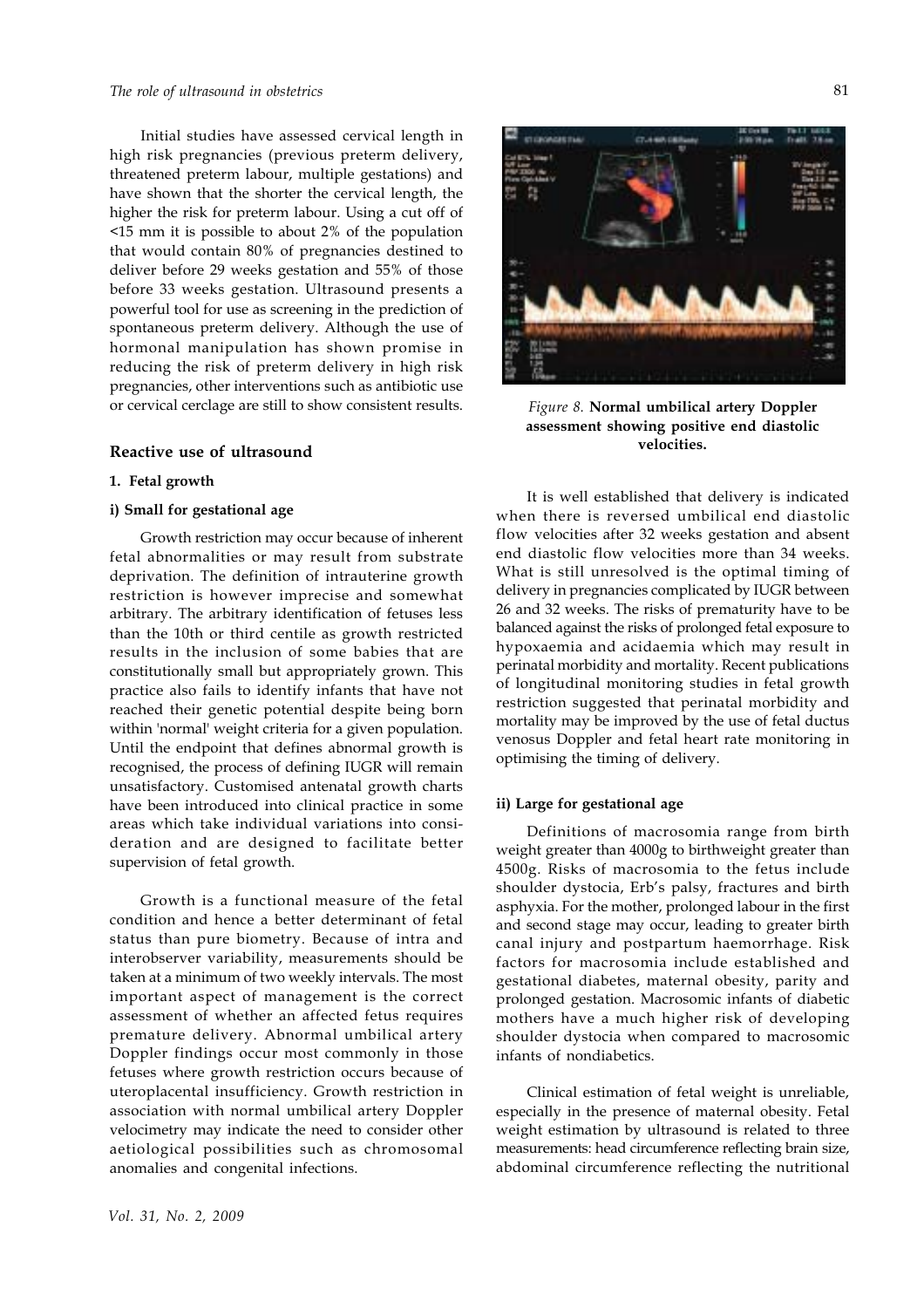Initial studies have assessed cervical length in high risk pregnancies (previous preterm delivery, threatened preterm labour, multiple gestations) and have shown that the shorter the cervical length, the higher the risk for preterm labour. Using a cut off of <15 mm it is possible to about 2% of the population that would contain 80% of pregnancies destined to deliver before 29 weeks gestation and 55% of those before 33 weeks gestation. Ultrasound presents a powerful tool for use as screening in the prediction of spontaneous preterm delivery. Although the use of hormonal manipulation has shown promise in reducing the risk of preterm delivery in high risk pregnancies, other interventions such as antibiotic use or cervical cerclage are still to show consistent results.

## Reactive use of ultrasound

### 1. Fetal growth

#### i) Small for gestational age

Growth restriction may occur because of inherent fetal abnormalities or may result from substrate deprivation. The definition of intrauterine growth restriction is however imprecise and somewhat arbitrary. The arbitrary identification of fetuses less than the 10th or third centile as growth restricted results in the inclusion of some babies that are constitutionally small but appropriately grown. This practice also fails to identify infants that have not reached their genetic potential despite being born within 'normal' weight criteria for a given population. Until the endpoint that defines abnormal growth is recognised, the process of defining IUGR will remain unsatisfactory. Customised antenatal growth charts have been introduced into clinical practice in some areas which take individual variations into consideration and are designed to facilitate better supervision of fetal growth.

Growth is a functional measure of the fetal condition and hence a better determinant of fetal status than pure biometry. Because of intra and interobserver variability, measurements should be taken at a minimum of two weekly intervals. The most important aspect of management is the correct assessment of whether an affected fetus requires premature delivery. Abnormal umbilical artery Doppler findings occur most commonly in those fetuses where growth restriction occurs because of uteroplacental insufficiency. Growth restriction in association with normal umbilical artery Doppler velocimetry may indicate the need to consider other aetiological possibilities such as chromosomal anomalies and congenital infections.

*Figure 8.* **Normal umbilical artery Doppler assessment showing positive end diastolic velocities.**

It is well established that delivery is indicated when there is reversed umbilical end diastolic flow velocities after 32 weeks gestation and absent end diastolic flow velocities more than 34 weeks. What is still unresolved is the optimal timing of delivery in pregnancies complicated by IUGR between 26 and 32 weeks. The risks of prematurity have to be balanced against the risks of prolonged fetal exposure to hypoxaemia and acidaemia which may result in perinatal morbidity and mortality. Recent publications of longitudinal monitoring studies in fetal growth restriction suggested that perinatal morbidity and mortality may be improved by the use of fetal ductus venosus Doppler and fetal heart rate monitoring in optimising the timing of delivery.

#### ii) Large for gestational age

Definitions of macrosomia range from birth weight greater than 4000g to birthweight greater than 4500g. Risks of macrosomia to the fetus include shoulder dystocia, Erb's palsy, fractures and birth asphyxia. For the mother, prolonged labour in the first and second stage may occur, leading to greater birth canal injury and postpartum haemorrhage. Risk factors for macrosomia include established and gestational diabetes, maternal obesity, parity and prolonged gestation. Macrosomic infants of diabetic mothers have a much higher risk of developing shoulder dystocia when compared to macrosomic infants of nondiabetics.

Clinical estimation of fetal weight is unreliable, especially in the presence of maternal obesity. Fetal weight estimation by ultrasound is related to three measurements: head circumference reflecting brain size, abdominal circumference reflecting the nutritional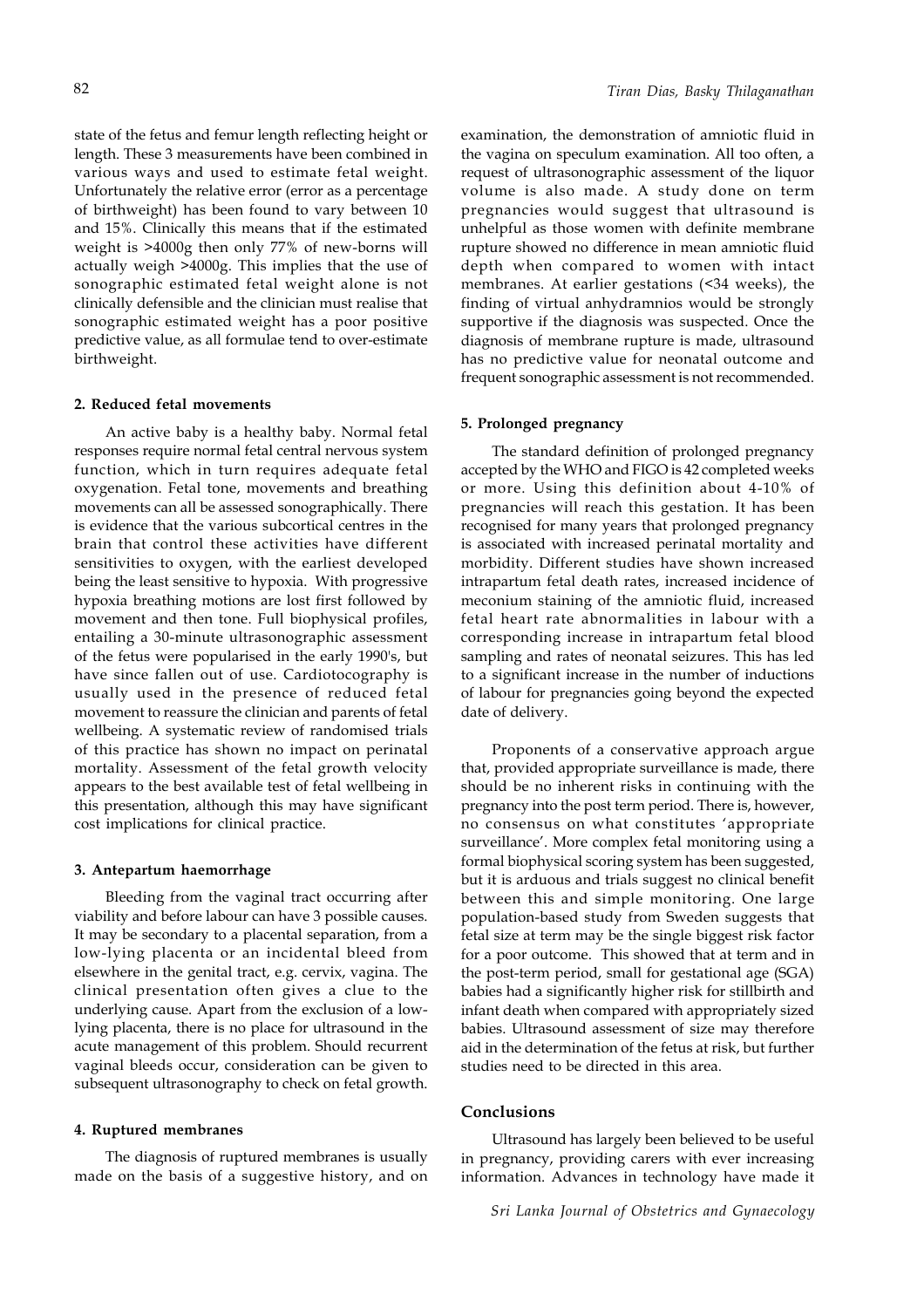state of the fetus and femur length reflecting height or length. These 3 measurements have been combined in various ways and used to estimate fetal weight. Unfortunately the relative error (error as a percentage of birthweight) has been found to vary between 10 and 15%. Clinically this means that if the estimated weight is >4000g then only 77% of new-borns will actually weigh >4000g. This implies that the use of sonographic estimated fetal weight alone is not clinically defensible and the clinician must realise that sonographic estimated weight has a poor positive predictive value, as all formulae tend to over-estimate birthweight.

#### 2. Reduced fetal movements

An active baby is a healthy baby. Normal fetal responses require normal fetal central nervous system function, which in turn requires adequate fetal oxygenation. Fetal tone, movements and breathing movements can all be assessed sonographically. There is evidence that the various subcortical centres in the brain that control these activities have different sensitivities to oxygen, with the earliest developed being the least sensitive to hypoxia. With progressive hypoxia breathing motions are lost first followed by movement and then tone. Full biophysical profiles, entailing a 30-minute ultrasonographic assessment of the fetus were popularised in the early 1990's, but have since fallen out of use. Cardiotocography is usually used in the presence of reduced fetal movement to reassure the clinician and parents of fetal wellbeing. A systematic review of randomised trials of this practice has shown no impact on perinatal mortality. Assessment of the fetal growth velocity appears to the best available test of fetal wellbeing in this presentation, although this may have significant cost implications for clinical practice.

#### 3. Antepartum haemorrhage

Bleeding from the vaginal tract occurring after viability and before labour can have 3 possible causes. It may be secondary to a placental separation, from a low-lying placenta or an incidental bleed from elsewhere in the genital tract, e.g. cervix, vagina. The clinical presentation often gives a clue to the underlying cause. Apart from the exclusion of a low-lying placenta, there is no place for ultrasound in the acute management of this problem. Should recurrent vaginal bleeds occur, consideration can be given to subsequent ultrasonography to check on fetal growth.

#### 4. Ruptured membranes

The diagnosis of ruptured membranes is usually made on the basis of a suggestive history, and on examination, the demonstration of amniotic fluid in the vagina on speculum examination. All too often, a request of ultrasonographic assessment of the liquor volume is also made. A study done on term pregnancies would suggest that ultrasound is unhelpful as those women with definite membrane rupture showed no difference in mean amniotic fluid depth when compared to women with intact membranes. At earlier gestations (<34 weeks), the finding of virtual anhydramnios would be strongly supportive if the diagnosis was suspected. Once the diagnosis of membrane rupture is made, ultrasound has no predictive value for neonatal outcome and frequent sonographic assessment is not recommended.

#### 5. Prolonged pregnancy

The standard definition of prolonged pregnancy accepted by the WHO and FIGO is 42 completed weeks or more. Using this definition about 4-10% of pregnancies will reach this gestation. It has been recognised for many years that prolonged pregnancy is associated with increased perinatal mortality and morbidity. Different studies have shown increased intrapartum fetal death rates, increased incidence of meconium staining of the amniotic fluid, increased fetal heart rate abnormalities in labour with a corresponding increase in intrapartum fetal blood sampling and rates of neonatal seizures. This has led to a significant increase in the number of inductions of labour for pregnancies going beyond the expected date of delivery.

Proponents of a conservative approach argue that, provided appropriate surveillance is made, there should be no inherent risks in continuing with the pregnancy into the post term period. There is, however, no consensus on what constitutes 'appropriate surveillance'. More complex fetal monitoring using a formal biophysical scoring system has been suggested, but it is arduous and trials suggest no clinical benefit between this and simple monitoring. One large population-based study from Sweden suggests that fetal size at term may be the single biggest risk factor for a poor outcome. This showed that at term and in the post-term period, small for gestational age (SGA) babies had a significantly higher risk for stillbirth and infant death when compared with appropriately sized babies. Ultrasound assessment of size may therefore aid in the determination of the fetus at risk, but further studies need to be directed in this area.

### Conclusions

Ultrasound has largely been believed to be useful in pregnancy, providing carers with ever increasing information. Advances in technology have made it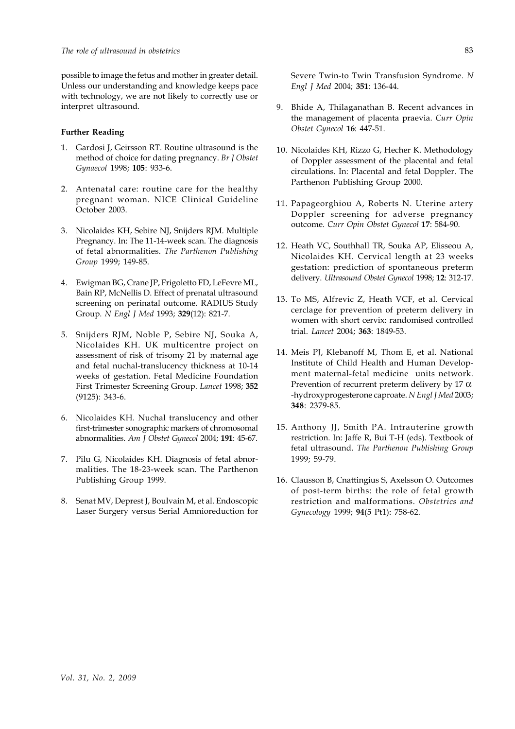possible to image the fetus and mother in greater detail. Unless our understanding and knowledge keeps pace with technology, we are not likely to correctly use or interpret ultrasound.

**Further Reading**

1. Gardosi J, Geirsson RT. Routine ultrasound is the method of choice for dating pregnancy. *Br J Obstet Gynaecol* 1998; **105**: 933-6.

2. Antenatal care: routine care for the healthy pregnant woman. NICE Clinical Guideline October 2003.

3. Nicolaides KH, Sebire NJ, Snijders RJM. Multiple Pregnancy. In: The 11-14-week scan. The diagnosis of fetal abnormalities. *The Parthenon Publishing Group* 1999; 149-85.

4. Ewigman BG, Crane JP, Frigoletto FD, LeFevre ML, Bain RP, McNellis D. Effect of prenatal ultrasound screening on perinatal outcome. RADIUS Study Group. *N Engl J Med* 1993; **329**(12): 821-7.

5. Snijders RJM, Noble P, Sebire NJ, Souka A, Nicolaides KH. UK multicentre project on assessment of risk of trisomy 21 by maternal age and fetal nuchal-translucency thickness at 10-14 weeks of gestation. Fetal Medicine Foundation First Trimester Screening Group. *Lancet* 1998; **352** (9125): 343-6.

6. Nicolaides KH. Nuchal translucency and other first-trimester sonographic markers of chromosomal abnormalities. *Am J Obstet Gynecol* 2004; **191**: 45-67.

7. Pilu G, Nicolaides KH. Diagnosis of fetal abnormalities. The 18-23-week scan. The Parthenon Publishing Group 1999.

8. Senat MV, Deprest J, Boulvain M, et al. Endoscopic Laser Surgery versus Serial Amnioreduction for Severe Twin-to Twin Transfusion Syndrome. *N Engl J Med* 2004; **351**: 136-44.

9. Bhide A, Thilaganathan B. Recent advances in the management of placenta praevia. *Curr Opin Obstet Gynecol* **16**: 447-51.

10. Nicolaides KH, Rizzo G, Hecher K. Methodology of Doppler assessment of the placental and fetal circulations. In: Placental and fetal Doppler. The Parthenon Publishing Group 2000.

11. Papageorghiou A, Roberts N. Uterine artery Doppler screening for adverse pregnancy outcome. *Curr Opin Obstet Gynecol* **17**: 584-90.

12. Heath VC, Southhall TR, Souka AP, Elisseou A, Nicolaides KH. Cervical length at 23 weeks gestation: prediction of spontaneous preterm delivery. *Ultrasound Obstet Gynecol* 1998; **12**: 312-17.

13. To MS, Alfrevic Z, Heath VCF, et al. Cervical cerclage for prevention of preterm delivery in women with short cervix: randomised controlled trial. *Lancet* 2004; **363**: 1849-53.

14. Meis PJ, Klebanoff M, Thom E, et al. National Institute of Child Health and Human Development maternal-fetal medicine units network. Prevention of recurrent preterm delivery by 17 $\alpha$ -hydroxyprogesterone caproate. *N Engl J Med* 2003; **348**: 2379-85.

15. Anthony JJ, Smith PA. Intrauterine growth restriction. In: Jaffe R, Bui T-H (eds). Textbook of fetal ultrasound. *The Parthenon Publishing Group* 1999; 59-79.

16. Clausson B, Cnattingius S, Axelsson O. Outcomes of post-term births: the role of fetal growth restriction and malformations. *Obstetrics and Gynecology* 1999; **94**(5 Pt1): 758-62.